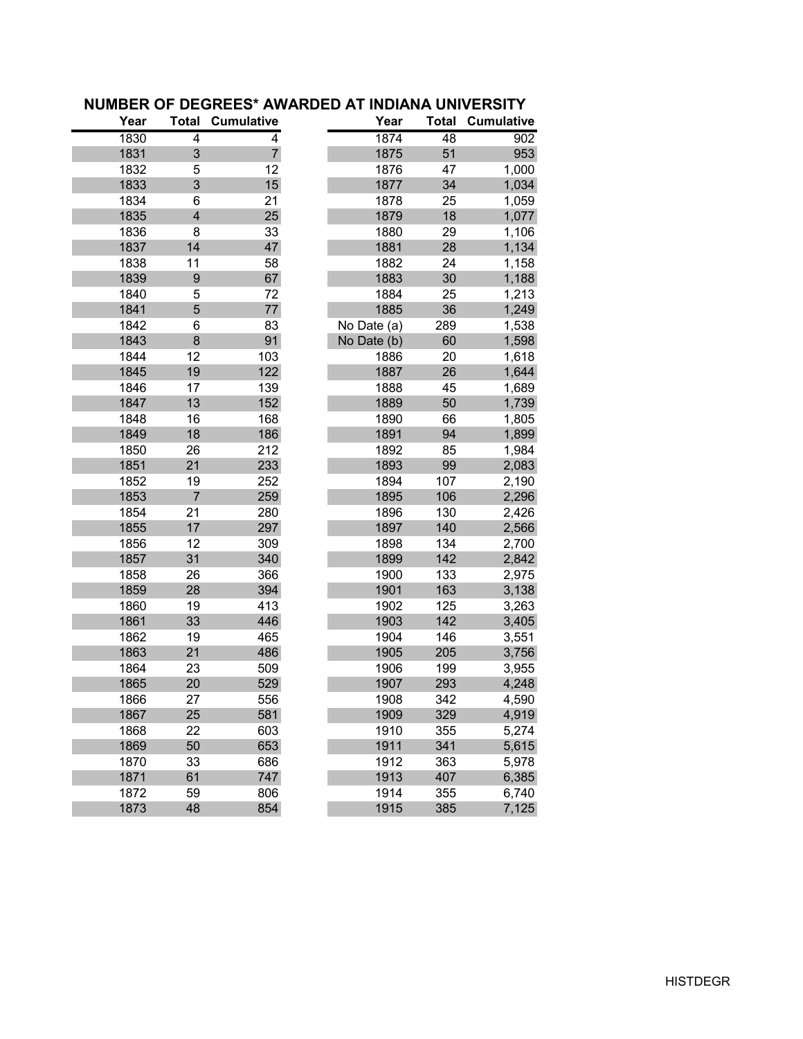# NUMBER OF DEGREES* AWARDED AT INDIANA UNIVERSITY

| Year | Total | Cumulative | Year | Total | Cumulative |
|---|---|---|---|---|---|
| 1830 | 4 | 4 | 1874 | 48 | 902 |
| 1831 | 3 | 7 | 1875 | 51 | 953 |
| 1832 | 5 | 12 | 1876 | 47 | 1,000 |
| 1833 | 3 | 15 | 1877 | 34 | 1,034 |
| 1834 | 6 | 21 | 1878 | 25 | 1,059 |
| 1835 | 4 | 25 | 1879 | 18 | 1,077 |
| 1836 | 8 | 33 | 1880 | 29 | 1,106 |
| 1837 | 14 | 47 | 1881 | 28 | 1,134 |
| 1838 | 11 | 58 | 1882 | 24 | 1,158 |
| 1839 | 9 | 67 | 1883 | 30 | 1,188 |
| 1840 | 5 | 72 | 1884 | 25 | 1,213 |
| 1841 | 5 | 77 | 1885 | 36 | 1,249 |
| 1842 | 6 | 83 | No Date (a) | 289 | 1,538 |
| 1843 | 8 | 91 | No Date (b) | 60 | 1,598 |
| 1844 | 12 | 103 | 1886 | 20 | 1,618 |
| 1845 | 19 | 122 | 1887 | 26 | 1,644 |
| 1846 | 17 | 139 | 1888 | 45 | 1,689 |
| 1847 | 13 | 152 | 1889 | 50 | 1,739 |
| 1848 | 16 | 168 | 1890 | 66 | 1,805 |
| 1849 | 18 | 186 | 1891 | 94 | 1,899 |
| 1850 | 26 | 212 | 1892 | 85 | 1,984 |
| 1851 | 21 | 233 | 1893 | 99 | 2,083 |
| 1852 | 19 | 252 | 1894 | 107 | 2,190 |
| 1853 | 7 | 259 | 1895 | 106 | 2,296 |
| 1854 | 21 | 280 | 1896 | 130 | 2,426 |
| 1855 | 17 | 297 | 1897 | 140 | 2,566 |
| 1856 | 12 | 309 | 1898 | 134 | 2,700 |
| 1857 | 31 | 340 | 1899 | 142 | 2,842 |
| 1858 | 26 | 366 | 1900 | 133 | 2,975 |
| 1859 | 28 | 394 | 1901 | 163 | 3,138 |
| 1860 | 19 | 413 | 1902 | 125 | 3,263 |
| 1861 | 33 | 446 | 1903 | 142 | 3,405 |
| 1862 | 19 | 465 | 1904 | 146 | 3,551 |
| 1863 | 21 | 486 | 1905 | 205 | 3,756 |
| 1864 | 23 | 509 | 1906 | 199 | 3,955 |
| 1865 | 20 | 529 | 1907 | 293 | 4,248 |
| 1866 | 27 | 556 | 1908 | 342 | 4,590 |
| 1867 | 25 | 581 | 1909 | 329 | 4,919 |
| 1868 | 22 | 603 | 1910 | 355 | 5,274 |
| 1869 | 50 | 653 | 1911 | 341 | 5,615 |
| 1870 | 33 | 686 | 1912 | 363 | 5,978 |
| 1871 | 61 | 747 | 1913 | 407 | 6,385 |
| 1872 | 59 | 806 | 1914 | 355 | 6,740 |
| 1873 | 48 | 854 | 1915 | 385 | 7,125 |

HISTDEGR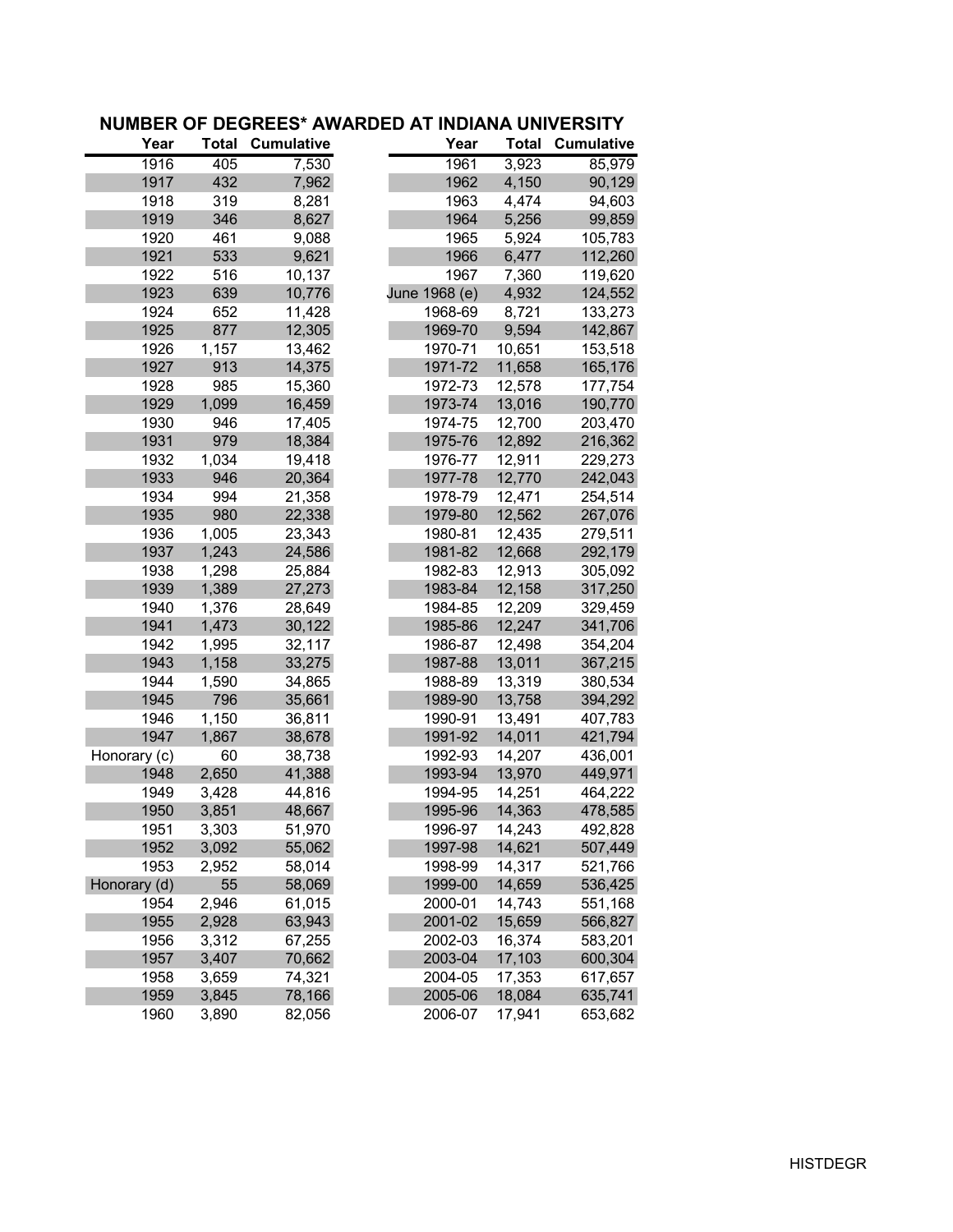## NUMBER OF DEGREES* AWARDED AT INDIANA UNIVERSITY

| Year | Total | Cumulative | Year | Total | Cumulative |
|---|---|---|---|---|---|
| 1916 | 405 | 7,530 | 1961 | 3,923 | 85,979 |
| 1917 | 432 | 7,962 | 1962 | 4,150 | 90,129 |
| 1918 | 319 | 8,281 | 1963 | 4,474 | 94,603 |
| 1919 | 346 | 8,627 | 1964 | 5,256 | 99,859 |
| 1920 | 461 | 9,088 | 1965 | 5,924 | 105,783 |
| 1921 | 533 | 9,621 | 1966 | 6,477 | 112,260 |
| 1922 | 516 | 10,137 | 1967 | 7,360 | 119,620 |
| 1923 | 639 | 10,776 | June 1968 (e) | 4,932 | 124,552 |
| 1924 | 652 | 11,428 | 1968-69 | 8,721 | 133,273 |
| 1925 | 877 | 12,305 | 1969-70 | 9,594 | 142,867 |
| 1926 | 1,157 | 13,462 | 1970-71 | 10,651 | 153,518 |
| 1927 | 913 | 14,375 | 1971-72 | 11,658 | 165,176 |
| 1928 | 985 | 15,360 | 1972-73 | 12,578 | 177,754 |
| 1929 | 1,099 | 16,459 | 1973-74 | 13,016 | 190,770 |
| 1930 | 946 | 17,405 | 1974-75 | 12,700 | 203,470 |
| 1931 | 979 | 18,384 | 1975-76 | 12,892 | 216,362 |
| 1932 | 1,034 | 19,418 | 1976-77 | 12,911 | 229,273 |
| 1933 | 946 | 20,364 | 1977-78 | 12,770 | 242,043 |
| 1934 | 994 | 21,358 | 1978-79 | 12,471 | 254,514 |
| 1935 | 980 | 22,338 | 1979-80 | 12,562 | 267,076 |
| 1936 | 1,005 | 23,343 | 1980-81 | 12,435 | 279,511 |
| 1937 | 1,243 | 24,586 | 1981-82 | 12,668 | 292,179 |
| 1938 | 1,298 | 25,884 | 1982-83 | 12,913 | 305,092 |
| 1939 | 1,389 | 27,273 | 1983-84 | 12,158 | 317,250 |
| 1940 | 1,376 | 28,649 | 1984-85 | 12,209 | 329,459 |
| 1941 | 1,473 | 30,122 | 1985-86 | 12,247 | 341,706 |
| 1942 | 1,995 | 32,117 | 1986-87 | 12,498 | 354,204 |
| 1943 | 1,158 | 33,275 | 1987-88 | 13,011 | 367,215 |
| 1944 | 1,590 | 34,865 | 1988-89 | 13,319 | 380,534 |
| 1945 | 796 | 35,661 | 1989-90 | 13,758 | 394,292 |
| 1946 | 1,150 | 36,811 | 1990-91 | 13,491 | 407,783 |
| 1947 | 1,867 | 38,678 | 1991-92 | 14,011 | 421,794 |
| Honorary (c) | 60 | 38,738 | 1992-93 | 14,207 | 436,001 |
| 1948 | 2,650 | 41,388 | 1993-94 | 13,970 | 449,971 |
| 1949 | 3,428 | 44,816 | 1994-95 | 14,251 | 464,222 |
| 1950 | 3,851 | 48,667 | 1995-96 | 14,363 | 478,585 |
| 1951 | 3,303 | 51,970 | 1996-97 | 14,243 | 492,828 |
| 1952 | 3,092 | 55,062 | 1997-98 | 14,621 | 507,449 |
| 1953 | 2,952 | 58,014 | 1998-99 | 14,317 | 521,766 |
| Honorary (d) | 55 | 58,069 | 1999-00 | 14,659 | 536,425 |
| 1954 | 2,946 | 61,015 | 2000-01 | 14,743 | 551,168 |
| 1955 | 2,928 | 63,943 | 2001-02 | 15,659 | 566,827 |
| 1956 | 3,312 | 67,255 | 2002-03 | 16,374 | 583,201 |
| 1957 | 3,407 | 70,662 | 2003-04 | 17,103 | 600,304 |
| 1958 | 3,659 | 74,321 | 2004-05 | 17,353 | 617,657 |
| 1959 | 3,845 | 78,166 | 2005-06 | 18,084 | 635,741 |
| 1960 | 3,890 | 82,056 | 2006-07 | 17,941 | 653,682 |

HISTDEGR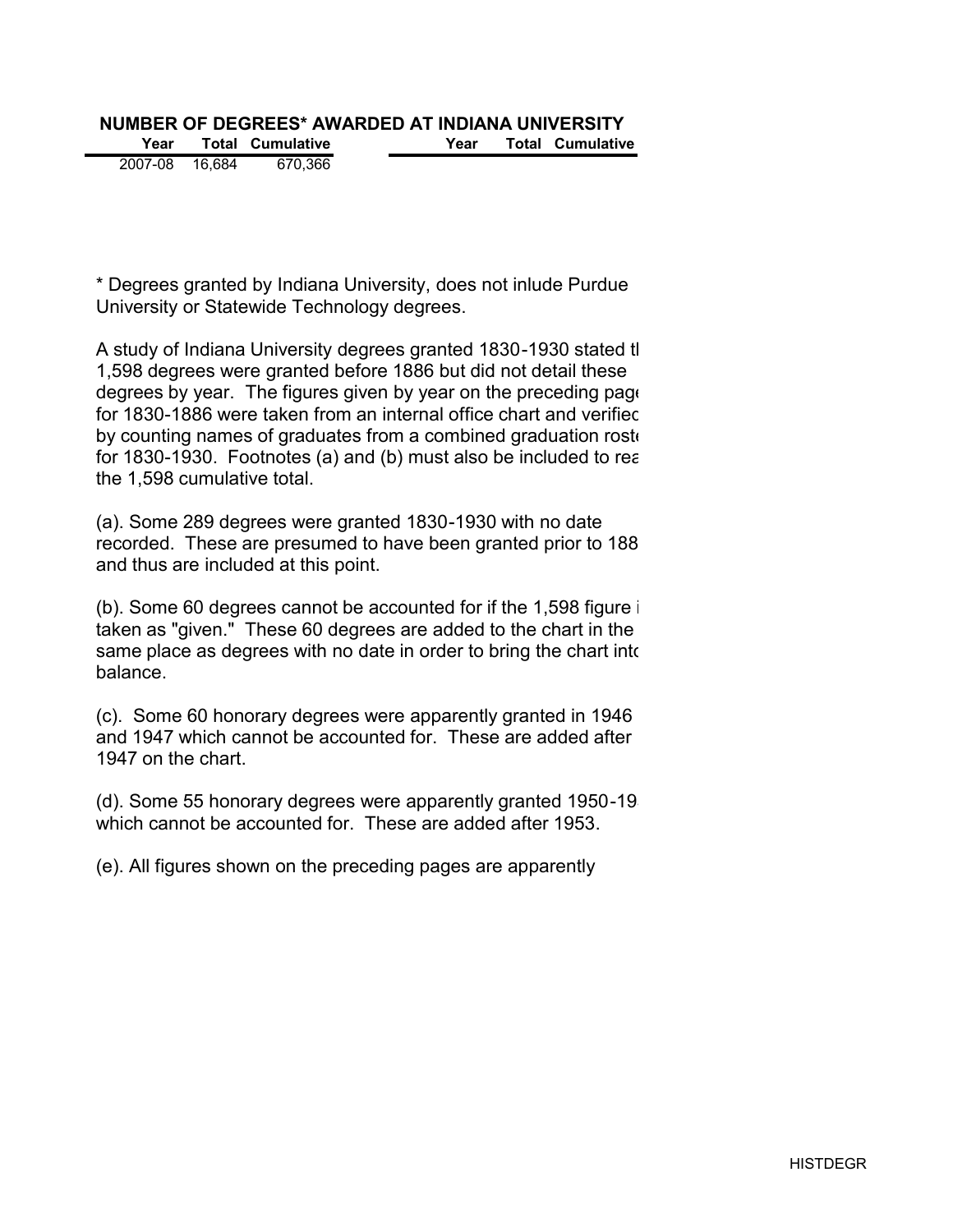## NUMBER OF DEGREES* AWARDED AT INDIANA UNIVERSITY

| Year | Total | Cumulative | Year | Total | Cumulative |
|---|---|---|---|---|---|
| 2007-08 | 16,684 | 670,366 | | | |

* Degrees granted by Indiana University, does not inlude Purdue University or Statewide Technology degrees.

A study of Indiana University degrees granted 1830-1930 stated tl 1,598 degrees were granted before 1886 but did not detail these degrees by year. The figures given by year on the preceding page for 1830-1886 were taken from an internal office chart and verifiec by counting names of graduates from a combined graduation roste for 1830-1930. Footnotes (a) and (b) must also be included to rea the 1,598 cumulative total.

(a). Some 289 degrees were granted 1830-1930 with no date recorded. These are presumed to have been granted prior to 188 and thus are included at this point.

(b). Some 60 degrees cannot be accounted for if the 1,598 figure i taken as "given." These 60 degrees are added to the chart in the same place as degrees with no date in order to bring the chart intc balance.

(c). Some 60 honorary degrees were apparently granted in 1946 and 1947 which cannot be accounted for. These are added after 1947 on the chart.

(d). Some 55 honorary degrees were apparently granted 1950-19 which cannot be accounted for. These are added after 1953.

(e). All figures shown on the preceding pages are apparently

HISTDEGR